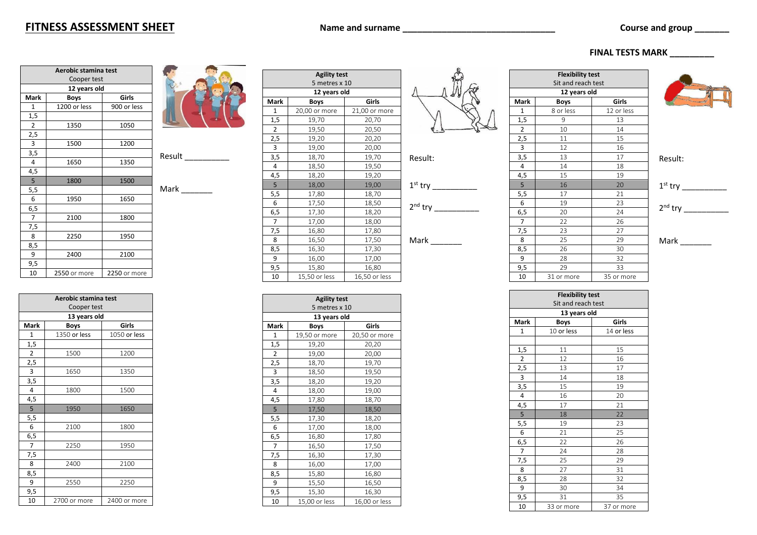# FITNESS ASSESSMENT SHEET

**Name and surname** ______________________________ **Course and group** _______

**FINAL TESTS MARK** _________

| **Aerobic stamina test** Cooper test | | |
|---|---|---|
| **12 years old** | | |
| **Mark** | **Boys** | **Girls** |
| 1 | 1200 or less | 900 or less |
| 1,5 | | |
| 2 | 1350 | 1050 |
| 2,5 | | |
| 3 | 1500 | 1200 |
| 3,5 | | |
| 4 | 1650 | 1350 |
| 4,5 | | |
| 5 | 1800 | 1500 |
| 5,5 | | |
| 6 | 1950 | 1650 |
| 6,5 | | |
| 7 | 2100 | 1800 |
| 7,5 | | |
| 8 | 2250 | 1950 |
| 8,5 | | |
| 9 | 2400 | 2100 |
| 9,5 | | |
| 10 | 2550 or more | 2250 or more |

Result __________

Mark _______

| **Agility test** 5 metres x 10 | | |
|---|---|---|
| **12 years old** | | |
| **Mark** | **Boys** | **Girls** |
| 1 | 20,00 or more | 21,00 or more |
| 1,5 | 19,70 | 20,70 |
| 2 | 19,50 | 20,50 |
| 2,5 | 19,20 | 20,20 |
| 3 | 19,00 | 20,00 |
| 3,5 | 18,70 | 19,70 |
| 4 | 18,50 | 19,50 |
| 4,5 | 18,20 | 19,20 |
| 5 | 18,00 | 19,00 |
| 5,5 | 17,80 | 18,70 |
| 6 | 17,50 | 18,50 |
| 6,5 | 17,30 | 18,20 |
| 7 | 17,00 | 18,00 |
| 7,5 | 16,80 | 17,80 |
| 8 | 16,50 | 17,50 |
| 8,5 | 16,30 | 17,30 |
| 9 | 16,00 | 17,00 |
| 9,5 | 15,80 | 16,80 |
| 10 | 15,50 or less | 16,50 or less |

Result:

1st try __________

2nd try __________

Mark _______

| **Flexibility test** Sit and reach test | | |
|---|---|---|
| **12 years old** | | |
| **Mark** | **Boys** | **Girls** |
| 1 | 8 or less | 12 or less |
| 1,5 | 9 | 13 |
| 2 | 10 | 14 |
| 2,5 | 11 | 15 |
| 3 | 12 | 16 |
| 3,5 | 13 | 17 |
| 4 | 14 | 18 |
| 4,5 | 15 | 19 |
| 5 | 16 | 20 |
| 5,5 | 17 | 21 |
| 6 | 19 | 23 |
| 6,5 | 20 | 24 |
| 7 | 22 | 26 |
| 7,5 | 23 | 27 |
| 8 | 25 | 29 |
| 8,5 | 26 | 30 |
| 9 | 28 | 32 |
| 9,5 | 29 | 33 |
| 10 | 31 or more | 35 or more |

Result:

1st try __________

2nd try __________

Mark _______

| **Aerobic stamina test** Cooper test | | |
|---|---|---|
| **13 years old** | | |
| **Mark** | **Boys** | **Girls** |
| 1 | 1350 or less | 1050 or less |
| 1,5 | | |
| 2 | 1500 | 1200 |
| 2,5 | | |
| 3 | 1650 | 1350 |
| 3,5 | | |
| 4 | 1800 | 1500 |
| 4,5 | | |
| 5 | 1950 | 1650 |
| 5,5 | | |
| 6 | 2100 | 1800 |
| 6,5 | | |
| 7 | 2250 | 1950 |
| 7,5 | | |
| 8 | 2400 | 2100 |
| 8,5 | | |
| 9 | 2550 | 2250 |
| 9,5 | | |
| 10 | 2700 or more | 2400 or more |

| **Agility test** 5 metres x 10 | | |
|---|---|---|
| **13 years old** | | |
| **Mark** | **Boys** | **Girls** |
| 1 | 19,50 or more | 20,50 or more |
| 1,5 | 19,20 | 20,20 |
| 2 | 19,00 | 20,00 |
| 2,5 | 18,70 | 19,70 |
| 3 | 18,50 | 19,50 |
| 3,5 | 18,20 | 19,20 |
| 4 | 18,00 | 19,00 |
| 4,5 | 17,80 | 18,70 |
| 5 | 17,50 | 18,50 |
| 5,5 | 17,30 | 18,20 |
| 6 | 17,00 | 18,00 |
| 6,5 | 16,80 | 17,80 |
| 7 | 16,50 | 17,50 |
| 7,5 | 16,30 | 17,30 |
| 8 | 16,00 | 17,00 |
| 8,5 | 15,80 | 16,80 |
| 9 | 15,50 | 16,50 |
| 9,5 | 15,30 | 16,30 |
| 10 | 15,00 or less | 16,00 or less |

| **Flexibility test** Sit and reach test | | |
|---|---|---|
| **13 years old** | | |
| **Mark** | **Boys** | **Girls** |
| 1 | 10 or less | 14 or less |
| | | |
| 1,5 | 11 | 15 |
| 2 | 12 | 16 |
| 2,5 | 13 | 17 |
| 3 | 14 | 18 |
| 3,5 | 15 | 19 |
| 4 | 16 | 20 |
| 4,5 | 17 | 21 |
| 5 | 18 | 22 |
| 5,5 | 19 | 23 |
| 6 | 21 | 25 |
| 6,5 | 22 | 26 |
| 7 | 24 | 28 |
| 7,5 | 25 | 29 |
| 8 | 27 | 31 |
| 8,5 | 28 | 32 |
| 9 | 30 | 34 |
| 9,5 | 31 | 35 |
| 10 | 33 or more | 37 or more |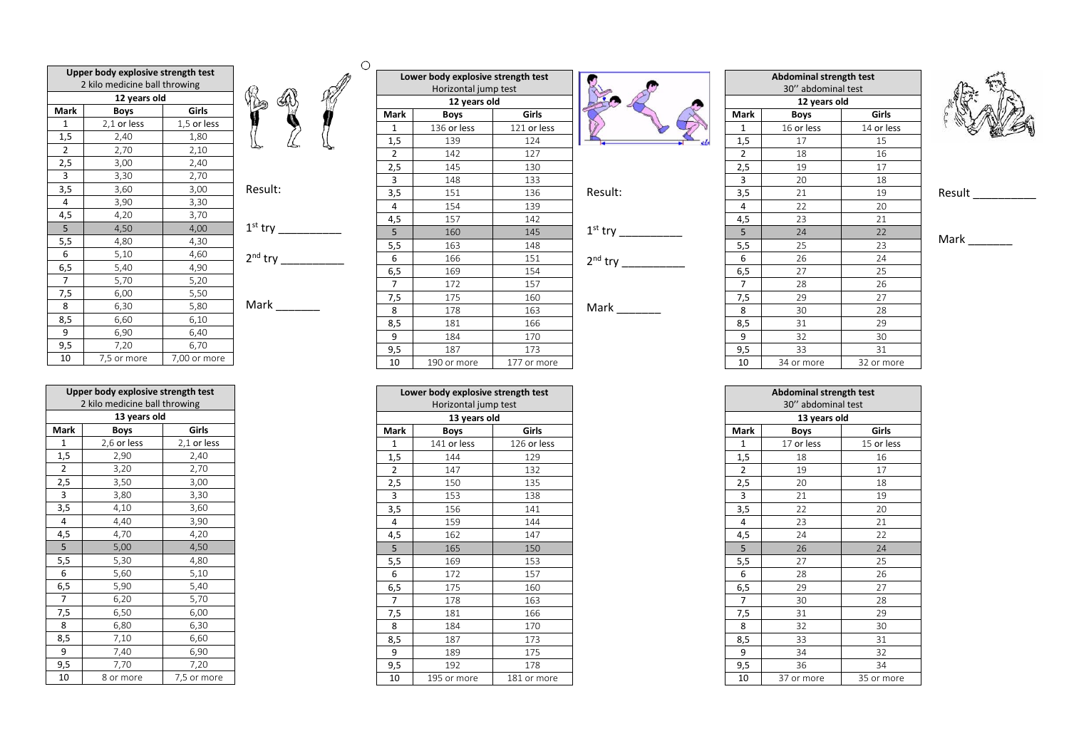| Upper body explosive strength test 2 kilo medicine ball throwing | | |
|---|---|---|
| **12 years old** | | |
| **Mark** | **Boys** | **Girls** |
| 1 | 2,1 or less | 1,5 or less |
| 1,5 | 2,40 | 1,80 |
| 2 | 2,70 | 2,10 |
| 2,5 | 3,00 | 2,40 |
| 3 | 3,30 | 2,70 |
| 3,5 | 3,60 | 3,00 |
| 4 | 3,90 | 3,30 |
| 4,5 | 4,20 | 3,70 |
| 5 | 4,50 | 4,00 |
| 5,5 | 4,80 | 4,30 |
| 6 | 5,10 | 4,60 |
| 6,5 | 5,40 | 4,90 |
| 7 | 5,70 | 5,20 |
| 7,5 | 6,00 | 5,50 |
| 8 | 6,30 | 5,80 |
| 8,5 | 6,60 | 6,10 |
| 9 | 6,90 | 6,40 |
| 9,5 | 7,20 | 6,70 |
| 10 | 7,5 or more | 7,00 or more |

Result:

1st try __________

2nd try __________

Mark _______

| Lower body explosive strength test Horizontal jump test | | |
|---|---|---|
| **12 years old** | | |
| **Mark** | **Boys** | **Girls** |
| 1 | 136 or less | 121 or less |
| 1,5 | 139 | 124 |
| 2 | 142 | 127 |
| 2,5 | 145 | 130 |
| 3 | 148 | 133 |
| 3,5 | 151 | 136 |
| 4 | 154 | 139 |
| 4,5 | 157 | 142 |
| 5 | 160 | 145 |
| 5,5 | 163 | 148 |
| 6 | 166 | 151 |
| 6,5 | 169 | 154 |
| 7 | 172 | 157 |
| 7,5 | 175 | 160 |
| 8 | 178 | 163 |
| 8,5 | 181 | 166 |
| 9 | 184 | 170 |
| 9,5 | 187 | 173 |
| 10 | 190 or more | 177 or more |

Result:

1st try __________

2nd try __________

Mark _______

| Abdominal strength test 30'' abdominal test | | |
|---|---|---|
| **12 years old** | | |
| **Mark** | **Boys** | **Girls** |
| 1 | 16 or less | 14 or less |
| 1,5 | 17 | 15 |
| 2 | 18 | 16 |
| 2,5 | 19 | 17 |
| 3 | 20 | 18 |
| 3,5 | 21 | 19 |
| 4 | 22 | 20 |
| 4,5 | 23 | 21 |
| 5 | 24 | 22 |
| 5,5 | 25 | 23 |
| 6 | 26 | 24 |
| 6,5 | 27 | 25 |
| 7 | 28 | 26 |
| 7,5 | 29 | 27 |
| 8 | 30 | 28 |
| 8,5 | 31 | 29 |
| 9 | 32 | 30 |
| 9,5 | 33 | 31 |
| 10 | 34 or more | 32 or more |

Result __________

Mark _______

| Upper body explosive strength test 2 kilo medicine ball throwing | | |
|---|---|---|
| **13 years old** | | |
| **Mark** | **Boys** | **Girls** |
| 1 | 2,6 or less | 2,1 or less |
| 1,5 | 2,90 | 2,40 |
| 2 | 3,20 | 2,70 |
| 2,5 | 3,50 | 3,00 |
| 3 | 3,80 | 3,30 |
| 3,5 | 4,10 | 3,60 |
| 4 | 4,40 | 3,90 |
| 4,5 | 4,70 | 4,20 |
| 5 | 5,00 | 4,50 |
| 5,5 | 5,30 | 4,80 |
| 6 | 5,60 | 5,10 |
| 6,5 | 5,90 | 5,40 |
| 7 | 6,20 | 5,70 |
| 7,5 | 6,50 | 6,00 |
| 8 | 6,80 | 6,30 |
| 8,5 | 7,10 | 6,60 |
| 9 | 7,40 | 6,90 |
| 9,5 | 7,70 | 7,20 |
| 10 | 8 or more | 7,5 or more |

| Lower body explosive strength test Horizontal jump test | | |
|---|---|---|
| **13 years old** | | |
| **Mark** | **Boys** | **Girls** |
| 1 | 141 or less | 126 or less |
| 1,5 | 144 | 129 |
| 2 | 147 | 132 |
| 2,5 | 150 | 135 |
| 3 | 153 | 138 |
| 3,5 | 156 | 141 |
| 4 | 159 | 144 |
| 4,5 | 162 | 147 |
| 5 | 165 | 150 |
| 5,5 | 169 | 153 |
| 6 | 172 | 157 |
| 6,5 | 175 | 160 |
| 7 | 178 | 163 |
| 7,5 | 181 | 166 |
| 8 | 184 | 170 |
| 8,5 | 187 | 173 |
| 9 | 189 | 175 |
| 9,5 | 192 | 178 |
| 10 | 195 or more | 181 or more |

| Abdominal strength test 30'' abdominal test | | |
|---|---|---|
| **13 years old** | | |
| **Mark** | **Boys** | **Girls** |
| 1 | 17 or less | 15 or less |
| 1,5 | 18 | 16 |
| 2 | 19 | 17 |
| 2,5 | 20 | 18 |
| 3 | 21 | 19 |
| 3,5 | 22 | 20 |
| 4 | 23 | 21 |
| 4,5 | 24 | 22 |
| 5 | 26 | 24 |
| 5,5 | 27 | 25 |
| 6 | 28 | 26 |
| 6,5 | 29 | 27 |
| 7 | 30 | 28 |
| 7,5 | 31 | 29 |
| 8 | 32 | 30 |
| 8,5 | 33 | 31 |
| 9 | 34 | 32 |
| 9,5 | 36 | 34 |
| 10 | 37 or more | 35 or more |